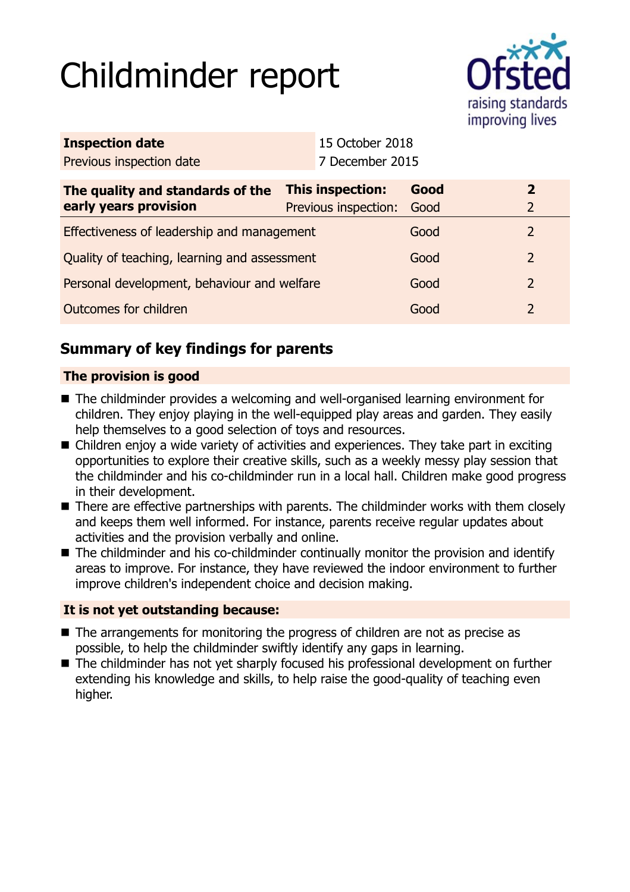# Childminder report

| | |
|---|---|
| **Inspection date** | 15 October 2018 |
| Previous inspection date | 7 December 2015 |

| The quality and standards of the early years provision | | | |
|---|---|---|---|
| | **This inspection:** | **Good** | **2** |
| | Previous inspection: | Good | 2 |
| Effectiveness of leadership and management | | Good | 2 |
| Quality of teaching, learning and assessment | | Good | 2 |
| Personal development, behaviour and welfare | | Good | 2 |
| Outcomes for children | | Good | 2 |

## Summary of key findings for parents

### The provision is good

- The childminder provides a welcoming and well-organised learning environment for children. They enjoy playing in the well-equipped play areas and garden. They easily help themselves to a good selection of toys and resources.
- Children enjoy a wide variety of activities and experiences. They take part in exciting opportunities to explore their creative skills, such as a weekly messy play session that the childminder and his co-childminder run in a local hall. Children make good progress in their development.
- There are effective partnerships with parents. The childminder works with them closely and keeps them well informed. For instance, parents receive regular updates about activities and the provision verbally and online.
- The childminder and his co-childminder continually monitor the provision and identify areas to improve. For instance, they have reviewed the indoor environment to further improve children's independent choice and decision making.

### It is not yet outstanding because:

- The arrangements for monitoring the progress of children are not as precise as possible, to help the childminder swiftly identify any gaps in learning.
- The childminder has not yet sharply focused his professional development on further extending his knowledge and skills, to help raise the good-quality of teaching even higher.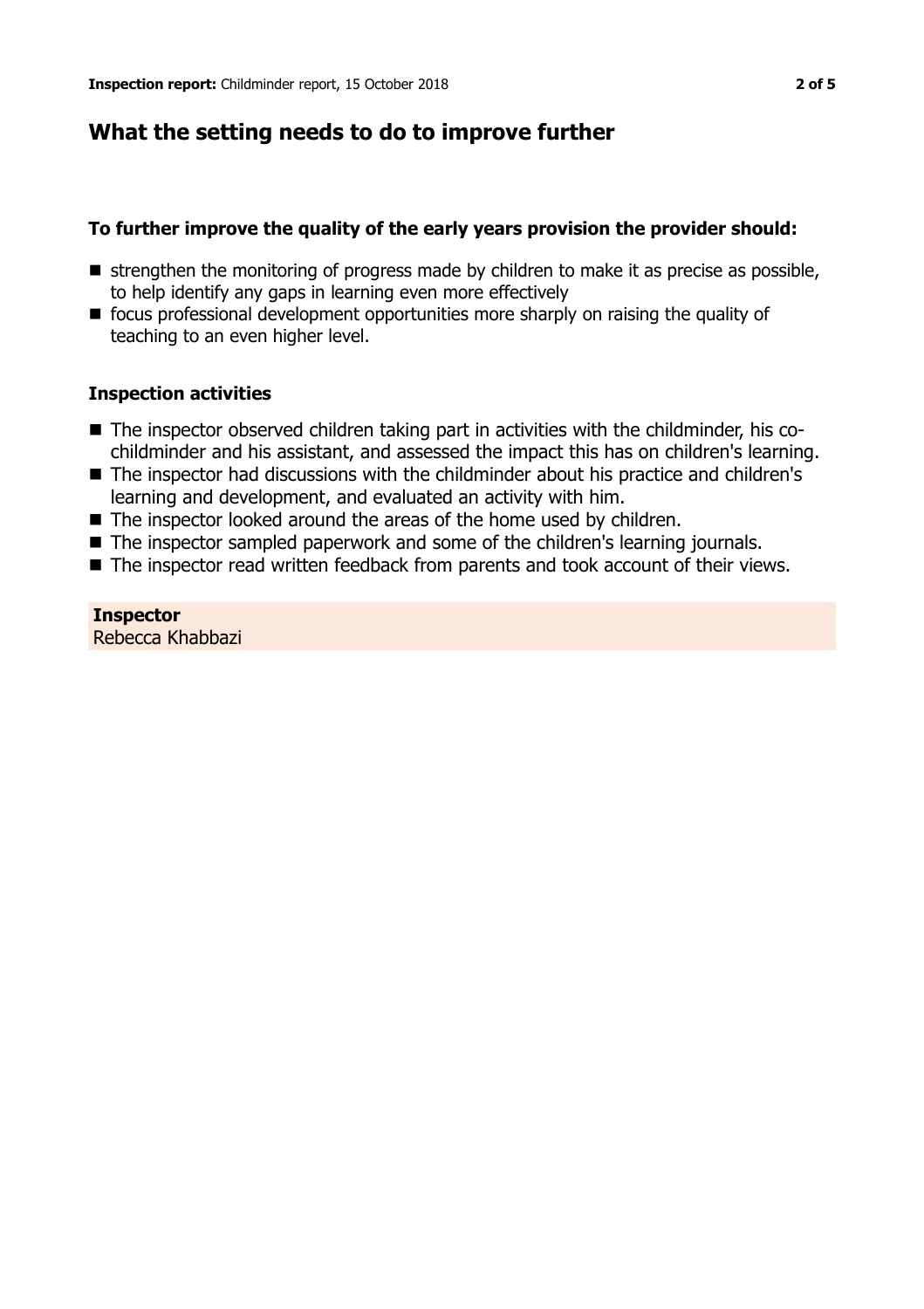## What the setting needs to do to improve further

### To further improve the quality of the early years provision the provider should:

- strengthen the monitoring of progress made by children to make it as precise as possible, to help identify any gaps in learning even more effectively
- focus professional development opportunities more sharply on raising the quality of teaching to an even higher level.

### Inspection activities

- The inspector observed children taking part in activities with the childminder, his co-childminder and his assistant, and assessed the impact this has on children's learning.
- The inspector had discussions with the childminder about his practice and children's learning and development, and evaluated an activity with him.
- The inspector looked around the areas of the home used by children.
- The inspector sampled paperwork and some of the children's learning journals.
- The inspector read written feedback from parents and took account of their views.

**Inspector**
Rebecca Khabbazi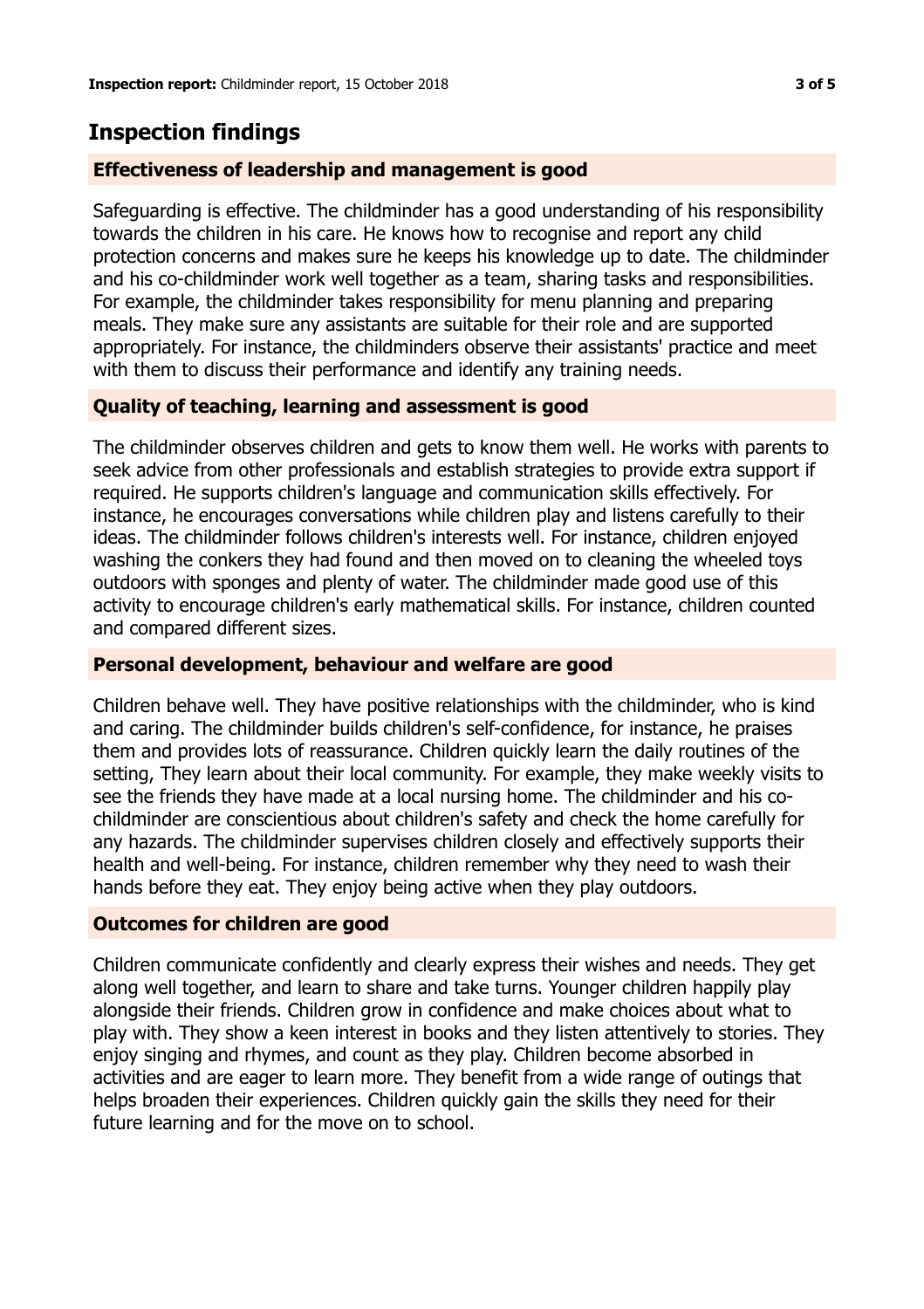## Inspection findings

### Effectiveness of leadership and management is good

Safeguarding is effective. The childminder has a good understanding of his responsibility towards the children in his care. He knows how to recognise and report any child protection concerns and makes sure he keeps his knowledge up to date. The childminder and his co-childminder work well together as a team, sharing tasks and responsibilities. For example, the childminder takes responsibility for menu planning and preparing meals. They make sure any assistants are suitable for their role and are supported appropriately. For instance, the childminders observe their assistants' practice and meet with them to discuss their performance and identify any training needs.

### Quality of teaching, learning and assessment is good

The childminder observes children and gets to know them well. He works with parents to seek advice from other professionals and establish strategies to provide extra support if required. He supports children's language and communication skills effectively. For instance, he encourages conversations while children play and listens carefully to their ideas. The childminder follows children's interests well. For instance, children enjoyed washing the conkers they had found and then moved on to cleaning the wheeled toys outdoors with sponges and plenty of water. The childminder made good use of this activity to encourage children's early mathematical skills. For instance, children counted and compared different sizes.

### Personal development, behaviour and welfare are good

Children behave well. They have positive relationships with the childminder, who is kind and caring. The childminder builds children's self-confidence, for instance, he praises them and provides lots of reassurance. Children quickly learn the daily routines of the setting, They learn about their local community. For example, they make weekly visits to see the friends they have made at a local nursing home. The childminder and his co-childminder are conscientious about children's safety and check the home carefully for any hazards. The childminder supervises children closely and effectively supports their health and well-being. For instance, children remember why they need to wash their hands before they eat. They enjoy being active when they play outdoors.

### Outcomes for children are good

Children communicate confidently and clearly express their wishes and needs. They get along well together, and learn to share and take turns. Younger children happily play alongside their friends. Children grow in confidence and make choices about what to play with. They show a keen interest in books and they listen attentively to stories. They enjoy singing and rhymes, and count as they play. Children become absorbed in activities and are eager to learn more. They benefit from a wide range of outings that helps broaden their experiences. Children quickly gain the skills they need for their future learning and for the move on to school.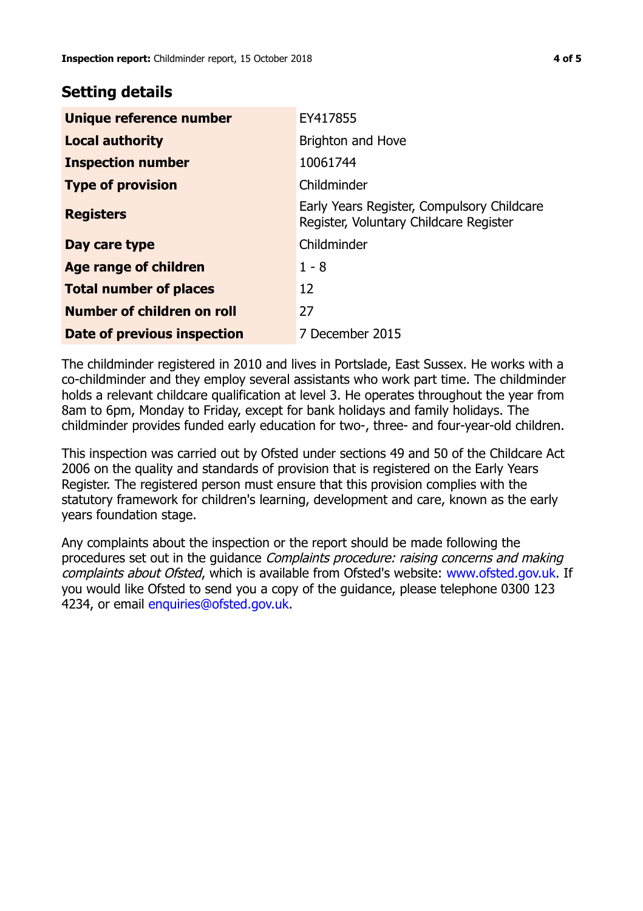## Setting details

| | |
|---|---|
| **Unique reference number** | EY417855 |
| **Local authority** | Brighton and Hove |
| **Inspection number** | 10061744 |
| **Type of provision** | Childminder |
| **Registers** | Early Years Register, Compulsory Childcare Register, Voluntary Childcare Register |
| **Day care type** | Childminder |
| **Age range of children** | 1 - 8 |
| **Total number of places** | 12 |
| **Number of children on roll** | 27 |
| **Date of previous inspection** | 7 December 2015 |

The childminder registered in 2010 and lives in Portslade, East Sussex. He works with a co-childminder and they employ several assistants who work part time. The childminder holds a relevant childcare qualification at level 3. He operates throughout the year from 8am to 6pm, Monday to Friday, except for bank holidays and family holidays. The childminder provides funded early education for two-, three- and four-year-old children.

This inspection was carried out by Ofsted under sections 49 and 50 of the Childcare Act 2006 on the quality and standards of provision that is registered on the Early Years Register. The registered person must ensure that this provision complies with the statutory framework for children's learning, development and care, known as the early years foundation stage.

Any complaints about the inspection or the report should be made following the procedures set out in the guidance *Complaints procedure: raising concerns and making complaints about Ofsted*, which is available from Ofsted's website: www.ofsted.gov.uk. If you would like Ofsted to send you a copy of the guidance, please telephone 0300 123 4234, or email enquiries@ofsted.gov.uk.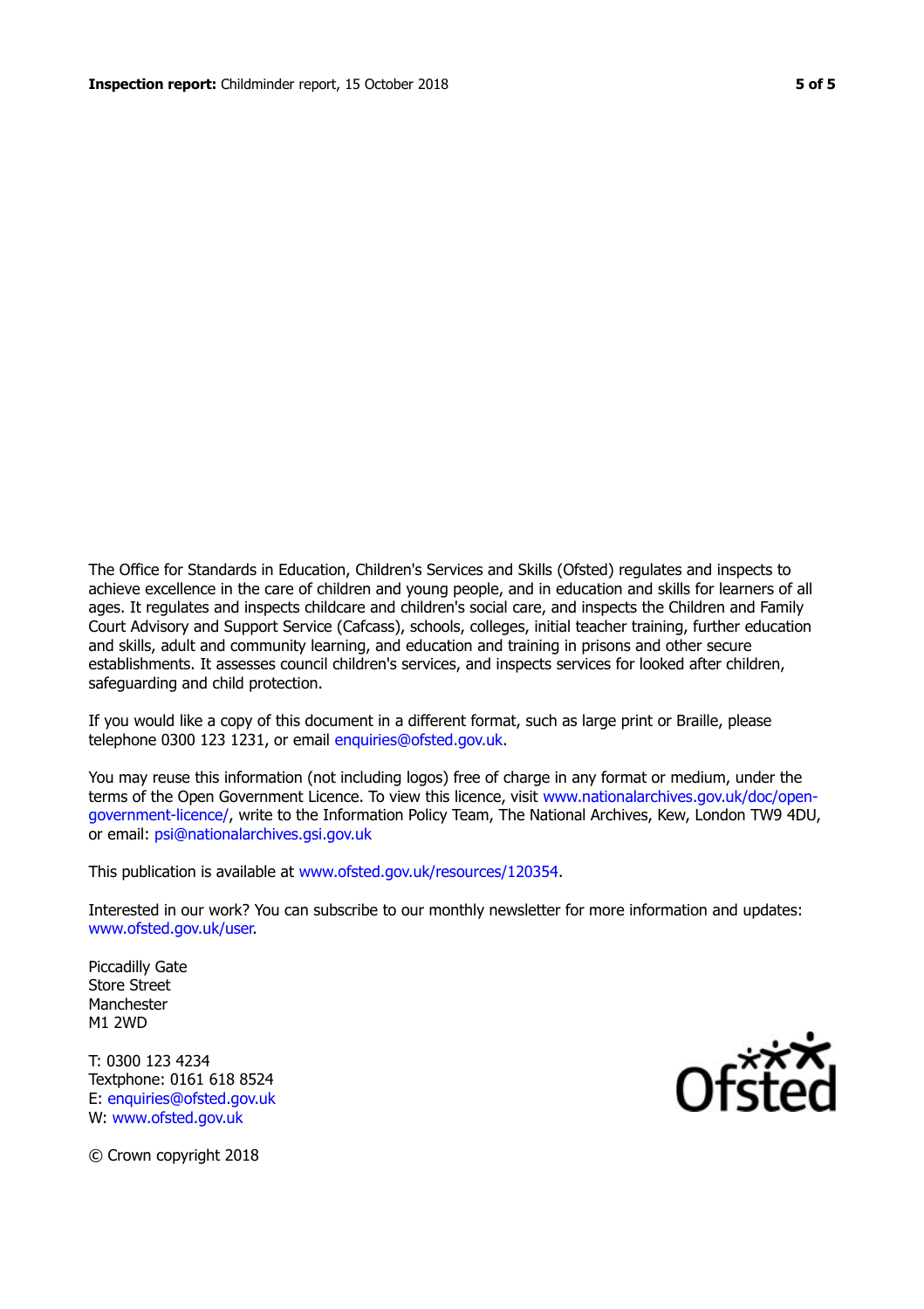The Office for Standards in Education, Children's Services and Skills (Ofsted) regulates and inspects to achieve excellence in the care of children and young people, and in education and skills for learners of all ages. It regulates and inspects childcare and children's social care, and inspects the Children and Family Court Advisory and Support Service (Cafcass), schools, colleges, initial teacher training, further education and skills, adult and community learning, and education and training in prisons and other secure establishments. It assesses council children's services, and inspects services for looked after children, safeguarding and child protection.

If you would like a copy of this document in a different format, such as large print or Braille, please telephone 0300 123 1231, or email enquiries@ofsted.gov.uk.

You may reuse this information (not including logos) free of charge in any format or medium, under the terms of the Open Government Licence. To view this licence, visit www.nationalarchives.gov.uk/doc/open-government-licence/, write to the Information Policy Team, The National Archives, Kew, London TW9 4DU, or email: psi@nationalarchives.gsi.gov.uk

This publication is available at www.ofsted.gov.uk/resources/120354.

Interested in our work? You can subscribe to our monthly newsletter for more information and updates: www.ofsted.gov.uk/user.

Piccadilly Gate
Store Street
Manchester
M1 2WD

T: 0300 123 4234
Textphone: 0161 618 8524
E: enquiries@ofsted.gov.uk
W: www.ofsted.gov.uk

© Crown copyright 2018